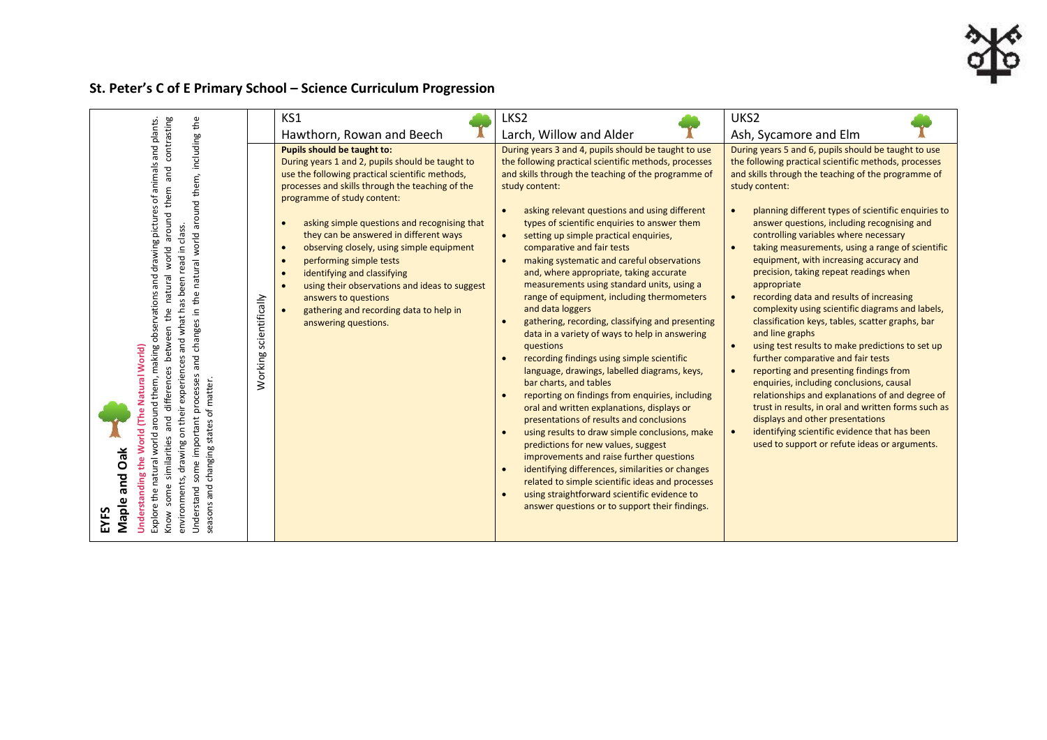# St. Peter's C of E Primary School – Science Curriculum Progression

| EYFS Maple and Oak | | KS1 Hawthorn, Rowan and Beech | LKS2 Larch, Willow and Alder | UKS2 Ash, Sycamore and Elm |
|---|---|---|---|---|
| **Understanding the World (The Natural World)**<br>Explore the natural world around them, making observations and drawing pictures of animals and plants.<br>Know some similarities and differences between the natural world around them and contrasting environments, drawing on their experiences and what has been read in class.<br>Understand some important processes and changes in the natural world around them, including the seasons and changing states of matter. | Working scientifically | **Pupils should be taught to:**<br>During years 1 and 2, pupils should be taught to use the following practical scientific methods, processes and skills through the teaching of the programme of study content:<br>• asking simple questions and recognising that they can be answered in different ways<br>• observing closely, using simple equipment<br>• performing simple tests<br>• identifying and classifying<br>• using their observations and ideas to suggest answers to questions<br>• gathering and recording data to help in answering questions. | During years 3 and 4, pupils should be taught to use the following practical scientific methods, processes and skills through the teaching of the programme of study content:<br>• asking relevant questions and using different types of scientific enquiries to answer them<br>• setting up simple practical enquiries, comparative and fair tests<br>• making systematic and careful observations and, where appropriate, taking accurate measurements using standard units, using a range of equipment, including thermometers and data loggers<br>• gathering, recording, classifying and presenting data in a variety of ways to help in answering questions<br>• recording findings using simple scientific language, drawings, labelled diagrams, keys, bar charts, and tables<br>• reporting on findings from enquiries, including oral and written explanations, displays or presentations of results and conclusions<br>• using results to draw simple conclusions, make predictions for new values, suggest improvements and raise further questions<br>• identifying differences, similarities or changes related to simple scientific ideas and processes<br>• using straightforward scientific evidence to answer questions or to support their findings. | During years 5 and 6, pupils should be taught to use the following practical scientific methods, processes and skills through the teaching of the programme of study content:<br>• planning different types of scientific enquiries to answer questions, including recognising and controlling variables where necessary<br>• taking measurements, using a range of scientific equipment, with increasing accuracy and precision, taking repeat readings when appropriate<br>• recording data and results of increasing complexity using scientific diagrams and labels, classification keys, tables, scatter graphs, bar and line graphs<br>• using test results to make predictions to set up further comparative and fair tests<br>• reporting and presenting findings from enquiries, including conclusions, causal relationships and explanations of and degree of trust in results, in oral and written forms such as displays and other presentations<br>• identifying scientific evidence that has been used to support or refute ideas or arguments. |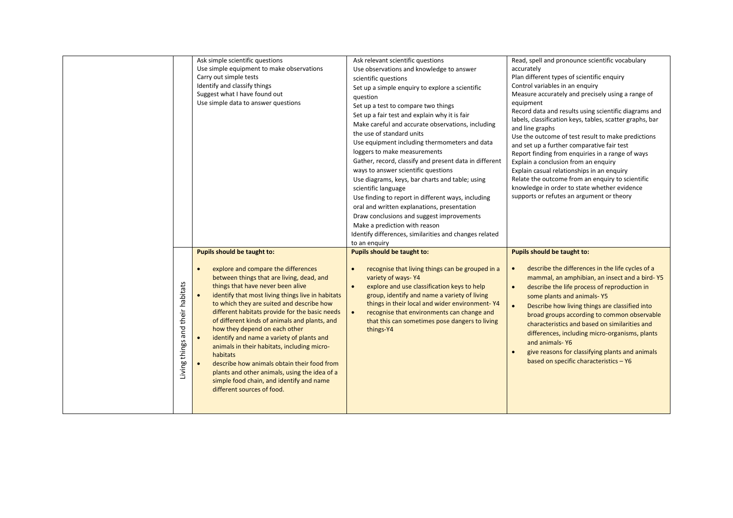| | | | | |
|---|---|---|---|---|
| | | Ask simple scientific questions<br>Use simple equipment to make observations<br>Carry out simple tests<br>Identify and classify things<br>Suggest what I have found out<br>Use simple data to answer questions | Ask relevant scientific questions<br>Use observations and knowledge to answer scientific questions<br>Set up a simple enquiry to explore a scientific question<br>Set up a test to compare two things<br>Set up a fair test and explain why it is fair<br>Make careful and accurate observations, including the use of standard units<br>Use equipment including thermometers and data loggers to make measurements<br>Gather, record, classify and present data in different ways to answer scientific questions<br>Use diagrams, keys, bar charts and table; using scientific language<br>Use finding to report in different ways, including oral and written explanations, presentation<br>Draw conclusions and suggest improvements<br>Make a prediction with reason<br>Identify differences, similarities and changes related to an enquiry | Read, spell and pronounce scientific vocabulary accurately<br>Plan different types of scientific enquiry<br>Control variables in an enquiry<br>Measure accurately and precisely using a range of equipment<br>Record data and results using scientific diagrams and labels, classification keys, tables, scatter graphs, bar and line graphs<br>Use the outcome of test result to make predictions and set up a further comparative fair test<br>Report finding from enquiries in a range of ways<br>Explain a conclusion from an enquiry<br>Explain casual relationships in an enquiry<br>Relate the outcome from an enquiry to scientific knowledge in order to state whether evidence supports or refutes an argument or theory |
| | Living things and their habitats | **Pupils should be taught to:**<br>• explore and compare the differences between things that are living, dead, and things that have never been alive<br>• identify that most living things live in habitats to which they are suited and describe how different habitats provide for the basic needs of different kinds of animals and plants, and how they depend on each other<br>• identify and name a variety of plants and animals in their habitats, including micro-habitats<br>• describe how animals obtain their food from plants and other animals, using the idea of a simple food chain, and identify and name different sources of food. | **Pupils should be taught to:**<br>• recognise that living things can be grouped in a variety of ways- Y4<br>• explore and use classification keys to help group, identify and name a variety of living things in their local and wider environment- Y4<br>• recognise that environments can change and that this can sometimes pose dangers to living things-Y4 | **Pupils should be taught to:**<br>• describe the differences in the life cycles of a mammal, an amphibian, an insect and a bird- Y5<br>• describe the life process of reproduction in some plants and animals- Y5<br>• Describe how living things are classified into broad groups according to common observable characteristics and based on similarities and differences, including micro-organisms, plants and animals- Y6<br>• give reasons for classifying plants and animals based on specific characteristics – Y6 |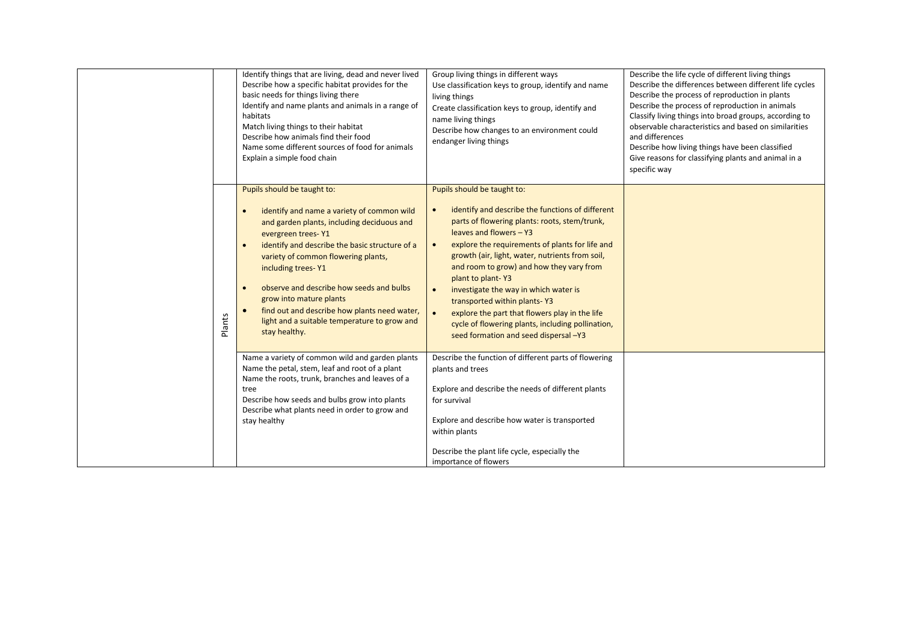| | | | | |
|---|---|---|---|---|
| | | Identify things that are living, dead and never lived<br>Describe how a specific habitat provides for the basic needs for things living there<br>Identify and name plants and animals in a range of habitats<br>Match living things to their habitat<br>Describe how animals find their food<br>Name some different sources of food for animals<br>Explain a simple food chain | Group living things in different ways<br>Use classification keys to group, identify and name living things<br>Create classification keys to group, identify and name living things<br>Describe how changes to an environment could endanger living things | Describe the life cycle of different living things<br>Describe the differences between different life cycles<br>Describe the process of reproduction in plants<br>Describe the process of reproduction in animals<br>Classify living things into broad groups, according to observable characteristics and based on similarities and differences<br>Describe how living things have been classified<br>Give reasons for classifying plants and animal in a specific way |
| | Plants | Pupils should be taught to:<br>• identify and name a variety of common wild and garden plants, including deciduous and evergreen trees- Y1<br>• identify and describe the basic structure of a variety of common flowering plants, including trees- Y1<br>• observe and describe how seeds and bulbs grow into mature plants<br>• find out and describe how plants need water, light and a suitable temperature to grow and stay healthy. | Pupils should be taught to:<br>• identify and describe the functions of different parts of flowering plants: roots, stem/trunk, leaves and flowers – Y3<br>• explore the requirements of plants for life and growth (air, light, water, nutrients from soil, and room to grow) and how they vary from plant to plant- Y3<br>• investigate the way in which water is transported within plants- Y3<br>• explore the part that flowers play in the life cycle of flowering plants, including pollination, seed formation and seed dispersal –Y3 | |
| | | Name a variety of common wild and garden plants<br>Name the petal, stem, leaf and root of a plant<br>Name the roots, trunk, branches and leaves of a tree<br>Describe how seeds and bulbs grow into plants<br>Describe what plants need in order to grow and stay healthy | Describe the function of different parts of flowering plants and trees<br><br>Explore and describe the needs of different plants for survival<br><br>Explore and describe how water is transported within plants<br><br>Describe the plant life cycle, especially the importance of flowers | |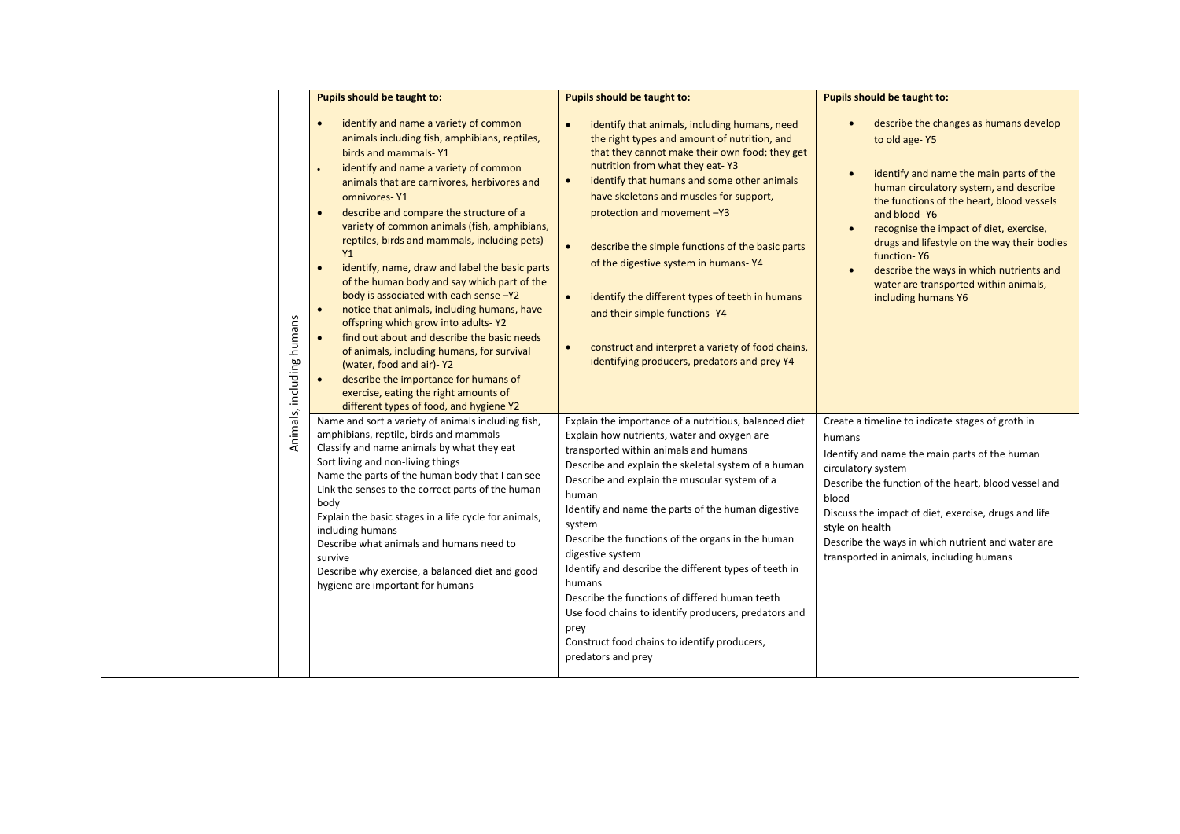|  | Animals, including humans | Pupils should be taught to:<br>• identify and name a variety of common animals including fish, amphibians, reptiles, birds and mammals- Y1<br>• identify and name a variety of common animals that are carnivores, herbivores and omnivores- Y1<br>• describe and compare the structure of a variety of common animals (fish, amphibians, reptiles, birds and mammals, including pets)- Y1<br>• identify, name, draw and label the basic parts of the human body and say which part of the body is associated with each sense –Y2<br>• notice that animals, including humans, have offspring which grow into adults- Y2<br>• find out about and describe the basic needs of animals, including humans, for survival (water, food and air)- Y2<br>• describe the importance for humans of exercise, eating the right amounts of different types of food, and hygiene Y2 | Pupils should be taught to:<br>• identify that animals, including humans, need the right types and amount of nutrition, and that they cannot make their own food; they get nutrition from what they eat- Y3<br>• identify that humans and some other animals have skeletons and muscles for support, protection and movement –Y3<br>• describe the simple functions of the basic parts of the digestive system in humans- Y4<br>• identify the different types of teeth in humans and their simple functions- Y4<br>• construct and interpret a variety of food chains, identifying producers, predators and prey Y4 | Pupils should be taught to:<br>• describe the changes as humans develop to old age- Y5<br>• identify and name the main parts of the human circulatory system, and describe the functions of the heart, blood vessels and blood- Y6<br>• recognise the impact of diet, exercise, drugs and lifestyle on the way their bodies function- Y6<br>• describe the ways in which nutrients and water are transported within animals, including humans Y6 |
|---|---|---|---|---|
|  |  | Name and sort a variety of animals including fish, amphibians, reptile, birds and mammals<br>Classify and name animals by what they eat<br>Sort living and non-living things<br>Name the parts of the human body that I can see<br>Link the senses to the correct parts of the human body<br>Explain the basic stages in a life cycle for animals, including humans<br>Describe what animals and humans need to survive<br>Describe why exercise, a balanced diet and good hygiene are important for humans | Explain the importance of a nutritious, balanced diet<br>Explain how nutrients, water and oxygen are transported within animals and humans<br>Describe and explain the skeletal system of a human<br>Describe and explain the muscular system of a human<br>Identify and name the parts of the human digestive system<br>Describe the functions of the organs in the human digestive system<br>Identify and describe the different types of teeth in humans<br>Describe the functions of differed human teeth<br>Use food chains to identify producers, predators and prey<br>Construct food chains to identify producers, predators and prey | Create a timeline to indicate stages of groth in humans<br>Identify and name the main parts of the human circulatory system<br>Describe the function of the heart, blood vessel and blood<br>Discuss the impact of diet, exercise, drugs and life style on health<br>Describe the ways in which nutrient and water are transported in animals, including humans |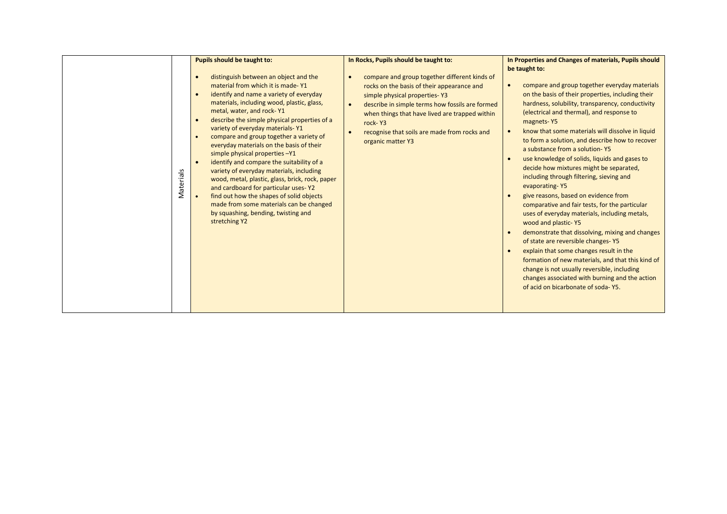| | | | | |
|---|---|---|---|---|
| | Materials | **Pupils should be taught to:**<br><br>• distinguish between an object and the material from which it is made- Y1<br>• identify and name a variety of everyday materials, including wood, plastic, glass, metal, water, and rock- Y1<br>• describe the simple physical properties of a variety of everyday materials- Y1<br>• compare and group together a variety of everyday materials on the basis of their simple physical properties –Y1<br>• identify and compare the suitability of a variety of everyday materials, including wood, metal, plastic, glass, brick, rock, paper and cardboard for particular uses- Y2<br>• find out how the shapes of solid objects made from some materials can be changed by squashing, bending, twisting and stretching Y2 | **In Rocks, Pupils should be taught to:**<br><br>• compare and group together different kinds of rocks on the basis of their appearance and simple physical properties- Y3<br>• describe in simple terms how fossils are formed when things that have lived are trapped within rock- Y3<br>• recognise that soils are made from rocks and organic matter Y3 | **In Properties and Changes of materials, Pupils should be taught to:**<br><br>• compare and group together everyday materials on the basis of their properties, including their hardness, solubility, transparency, conductivity (electrical and thermal), and response to magnets- Y5<br>• know that some materials will dissolve in liquid to form a solution, and describe how to recover a substance from a solution- Y5<br>• use knowledge of solids, liquids and gases to decide how mixtures might be separated, including through filtering, sieving and evaporating- Y5<br>• give reasons, based on evidence from comparative and fair tests, for the particular uses of everyday materials, including metals, wood and plastic- Y5<br>• demonstrate that dissolving, mixing and changes of state are reversible changes- Y5<br>• explain that some changes result in the formation of new materials, and that this kind of change is not usually reversible, including changes associated with burning and the action of acid on bicarbonate of soda- Y5. |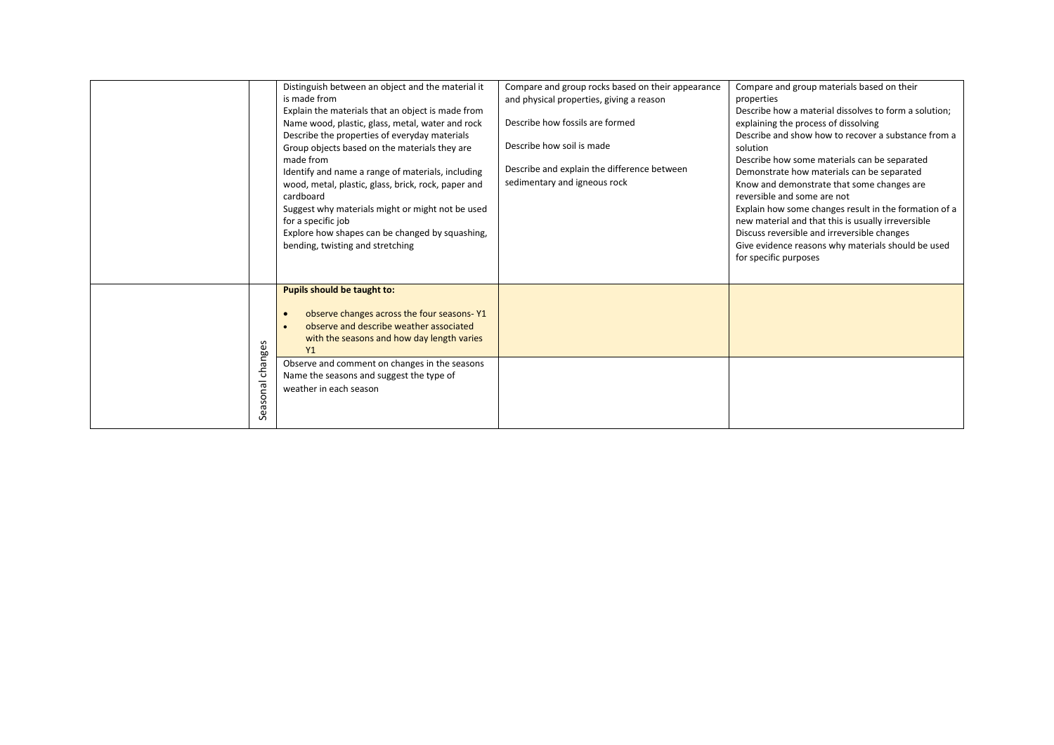| | | | | |
|---|---|---|---|---|
| | | Distinguish between an object and the material it is made from<br>Explain the materials that an object is made from<br>Name wood, plastic, glass, metal, water and rock<br>Describe the properties of everyday materials<br>Group objects based on the materials they are made from<br>Identify and name a range of materials, including wood, metal, plastic, glass, brick, rock, paper and cardboard<br>Suggest why materials might or might not be used for a specific job<br>Explore how shapes can be changed by squashing, bending, twisting and stretching | Compare and group rocks based on their appearance and physical properties, giving a reason<br><br>Describe how fossils are formed<br><br>Describe how soil is made<br><br>Describe and explain the difference between sedimentary and igneous rock | Compare and group materials based on their properties<br>Describe how a material dissolves to form a solution; explaining the process of dissolving<br>Describe and show how to recover a substance from a solution<br>Describe how some materials can be separated<br>Demonstrate how materials can be separated<br>Know and demonstrate that some changes are reversible and some are not<br>Explain how some changes result in the formation of a new material and that this is usually irreversible<br>Discuss reversible and irreversible changes<br>Give evidence reasons why materials should be used for specific purposes |
| | Seasonal changes | **Pupils should be taught to:**<br>• observe changes across the four seasons- Y1<br>• observe and describe weather associated with the seasons and how day length varies Y1 | | |
| | | Observe and comment on changes in the seasons<br>Name the seasons and suggest the type of weather in each season | | |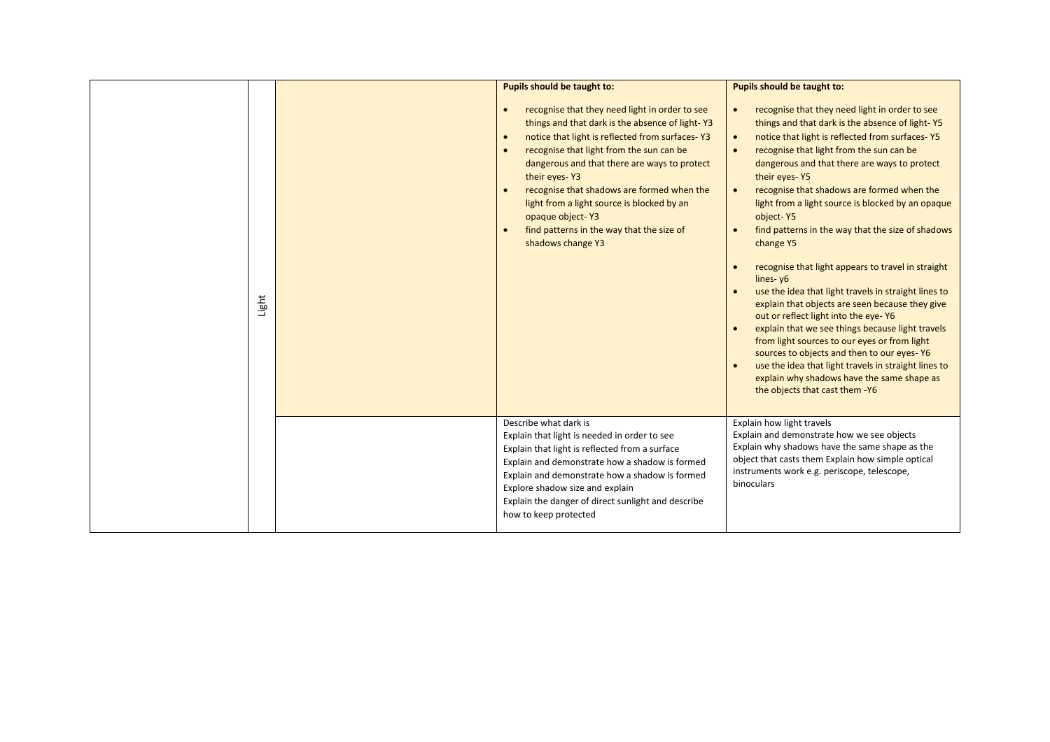| | | | | |
|---|---|---|---|---|
| | Light | | **Pupils should be taught to:**<br><br>• recognise that they need light in order to see things and that dark is the absence of light- Y3<br>• notice that light is reflected from surfaces- Y3<br>• recognise that light from the sun can be dangerous and that there are ways to protect their eyes- Y3<br>• recognise that shadows are formed when the light from a light source is blocked by an opaque object- Y3<br>• find patterns in the way that the size of shadows change Y3 | **Pupils should be taught to:**<br><br>• recognise that they need light in order to see things and that dark is the absence of light- Y5<br>• notice that light is reflected from surfaces- Y5<br>• recognise that light from the sun can be dangerous and that there are ways to protect their eyes- Y5<br>• recognise that shadows are formed when the light from a light source is blocked by an opaque object- Y5<br>• find patterns in the way that the size of shadows change Y5<br><br>• recognise that light appears to travel in straight lines- y6<br>• use the idea that light travels in straight lines to explain that objects are seen because they give out or reflect light into the eye- Y6<br>• explain that we see things because light travels from light sources to our eyes or from light sources to objects and then to our eyes- Y6<br>• use the idea that light travels in straight lines to explain why shadows have the same shape as the objects that cast them -Y6 |
| | | | Describe what dark is<br>Explain that light is needed in order to see<br>Explain that light is reflected from a surface<br>Explain and demonstrate how a shadow is formed<br>Explain and demonstrate how a shadow is formed<br>Explore shadow size and explain<br>Explain the danger of direct sunlight and describe how to keep protected | Explain how light travels<br>Explain and demonstrate how we see objects<br>Explain why shadows have the same shape as the object that casts them Explain how simple optical instruments work e.g. periscope, telescope, binoculars |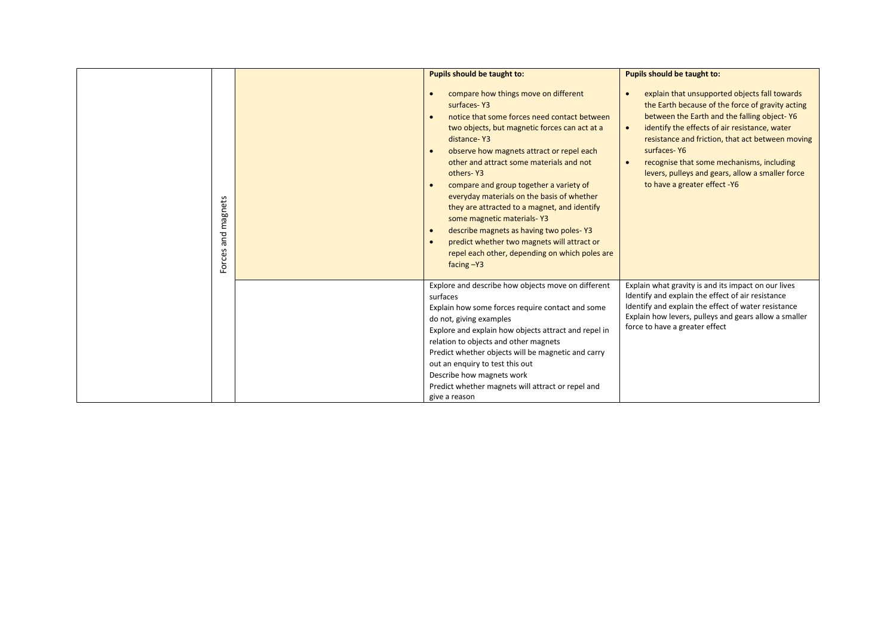| | | | | |
|---|---|---|---|---|
| | Forces and magnets | | **Pupils should be taught to:**<br><br>• compare how things move on different surfaces- Y3<br>• notice that some forces need contact between two objects, but magnetic forces can act at a distance- Y3<br>• observe how magnets attract or repel each other and attract some materials and not others- Y3<br>• compare and group together a variety of everyday materials on the basis of whether they are attracted to a magnet, and identify some magnetic materials- Y3<br>• describe magnets as having two poles- Y3<br>• predict whether two magnets will attract or repel each other, depending on which poles are facing –Y3 | **Pupils should be taught to:**<br><br>• explain that unsupported objects fall towards the Earth because of the force of gravity acting between the Earth and the falling object- Y6<br>• identify the effects of air resistance, water resistance and friction, that act between moving surfaces- Y6<br>• recognise that some mechanisms, including levers, pulleys and gears, allow a smaller force to have a greater effect -Y6 |
| | | | Explore and describe how objects move on different surfaces<br>Explain how some forces require contact and some do not, giving examples<br>Explore and explain how objects attract and repel in relation to objects and other magnets<br>Predict whether objects will be magnetic and carry out an enquiry to test this out<br>Describe how magnets work<br>Predict whether magnets will attract or repel and give a reason | Explain what gravity is and its impact on our lives<br>Identify and explain the effect of air resistance<br>Identify and explain the effect of water resistance<br>Explain how levers, pulleys and gears allow a smaller force to have a greater effect |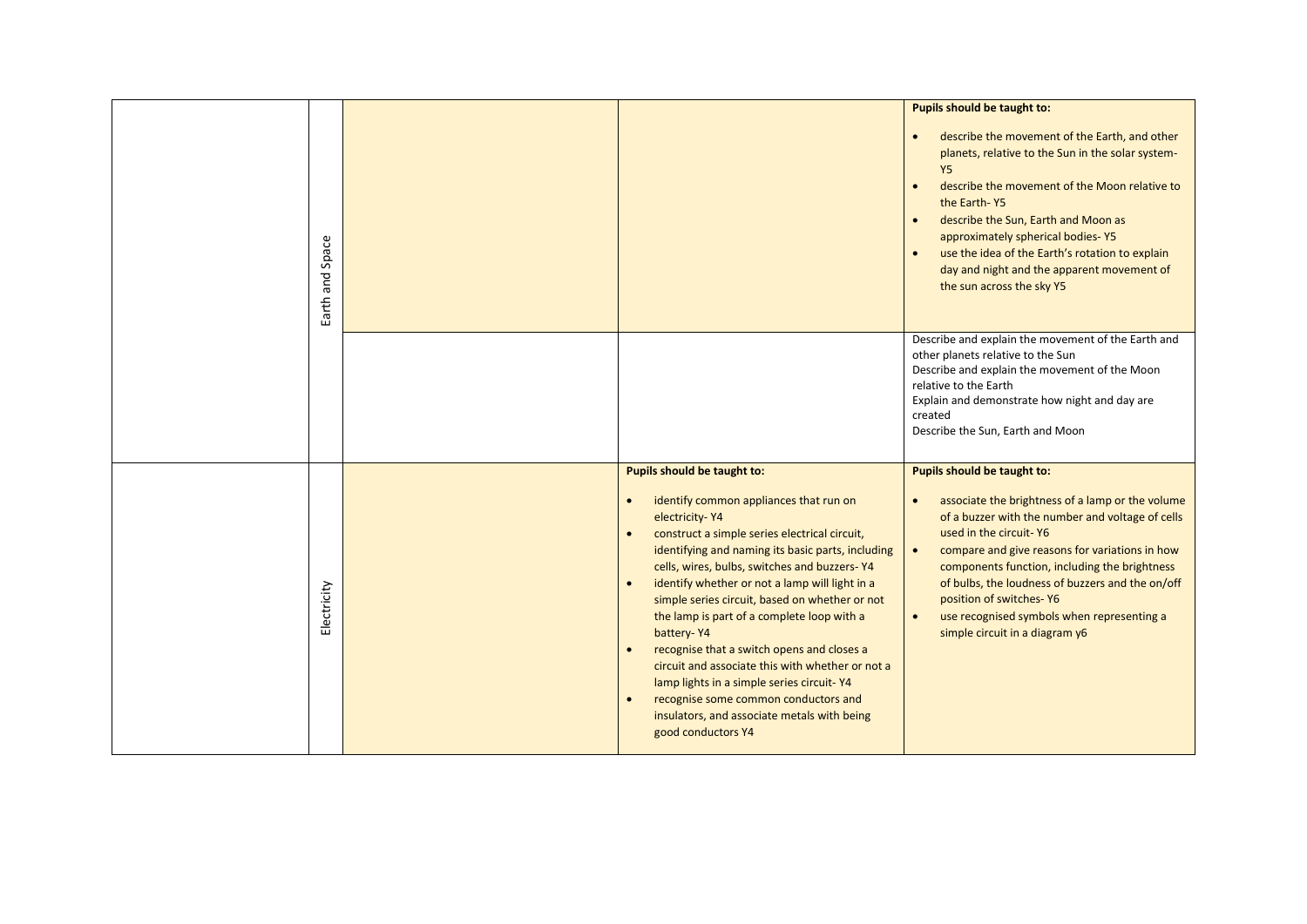| | | | | |
|---|---|---|---|---|
| | Earth and Space | | | **Pupils should be taught to:**<br><br>• describe the movement of the Earth, and other planets, relative to the Sun in the solar system- Y5<br>• describe the movement of the Moon relative to the Earth- Y5<br>• describe the Sun, Earth and Moon as approximately spherical bodies- Y5<br>• use the idea of the Earth's rotation to explain day and night and the apparent movement of the sun across the sky Y5 |
| | | | | Describe and explain the movement of the Earth and other planets relative to the Sun<br>Describe and explain the movement of the Moon relative to the Earth<br>Explain and demonstrate how night and day are created<br>Describe the Sun, Earth and Moon |
| | Electricity | | **Pupils should be taught to:**<br><br>• identify common appliances that run on electricity- Y4<br>• construct a simple series electrical circuit, identifying and naming its basic parts, including cells, wires, bulbs, switches and buzzers- Y4<br>• identify whether or not a lamp will light in a simple series circuit, based on whether or not the lamp is part of a complete loop with a battery- Y4<br>• recognise that a switch opens and closes a circuit and associate this with whether or not a lamp lights in a simple series circuit- Y4<br>• recognise some common conductors and insulators, and associate metals with being good conductors Y4 | **Pupils should be taught to:**<br><br>• associate the brightness of a lamp or the volume of a buzzer with the number and voltage of cells used in the circuit- Y6<br>• compare and give reasons for variations in how components function, including the brightness of bulbs, the loudness of buzzers and the on/off position of switches- Y6<br>• use recognised symbols when representing a simple circuit in a diagram y6 |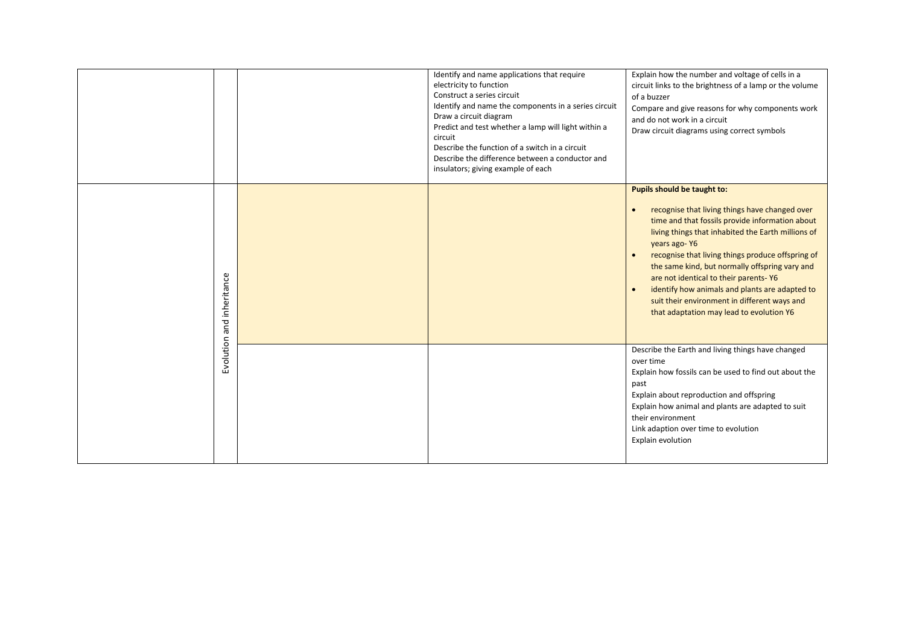| | | | | |
|---|---|---|---|---|
| | | | Identify and name applications that require electricity to function<br>Construct a series circuit<br>Identify and name the components in a series circuit<br>Draw a circuit diagram<br>Predict and test whether a lamp will light within a circuit<br>Describe the function of a switch in a circuit<br>Describe the difference between a conductor and insulators; giving example of each | Explain how the number and voltage of cells in a circuit links to the brightness of a lamp or the volume of a buzzer<br>Compare and give reasons for why components work and do not work in a circuit<br>Draw circuit diagrams using correct symbols |
| | Evolution and inheritance | | | **Pupils should be taught to:**<br><br>• recognise that living things have changed over time and that fossils provide information about living things that inhabited the Earth millions of years ago- Y6<br>• recognise that living things produce offspring of the same kind, but normally offspring vary and are not identical to their parents- Y6<br>• identify how animals and plants are adapted to suit their environment in different ways and that adaptation may lead to evolution Y6 |
| | | | | Describe the Earth and living things have changed over time<br>Explain how fossils can be used to find out about the past<br>Explain about reproduction and offspring<br>Explain how animal and plants are adapted to suit their environment<br>Link adaption over time to evolution<br>Explain evolution |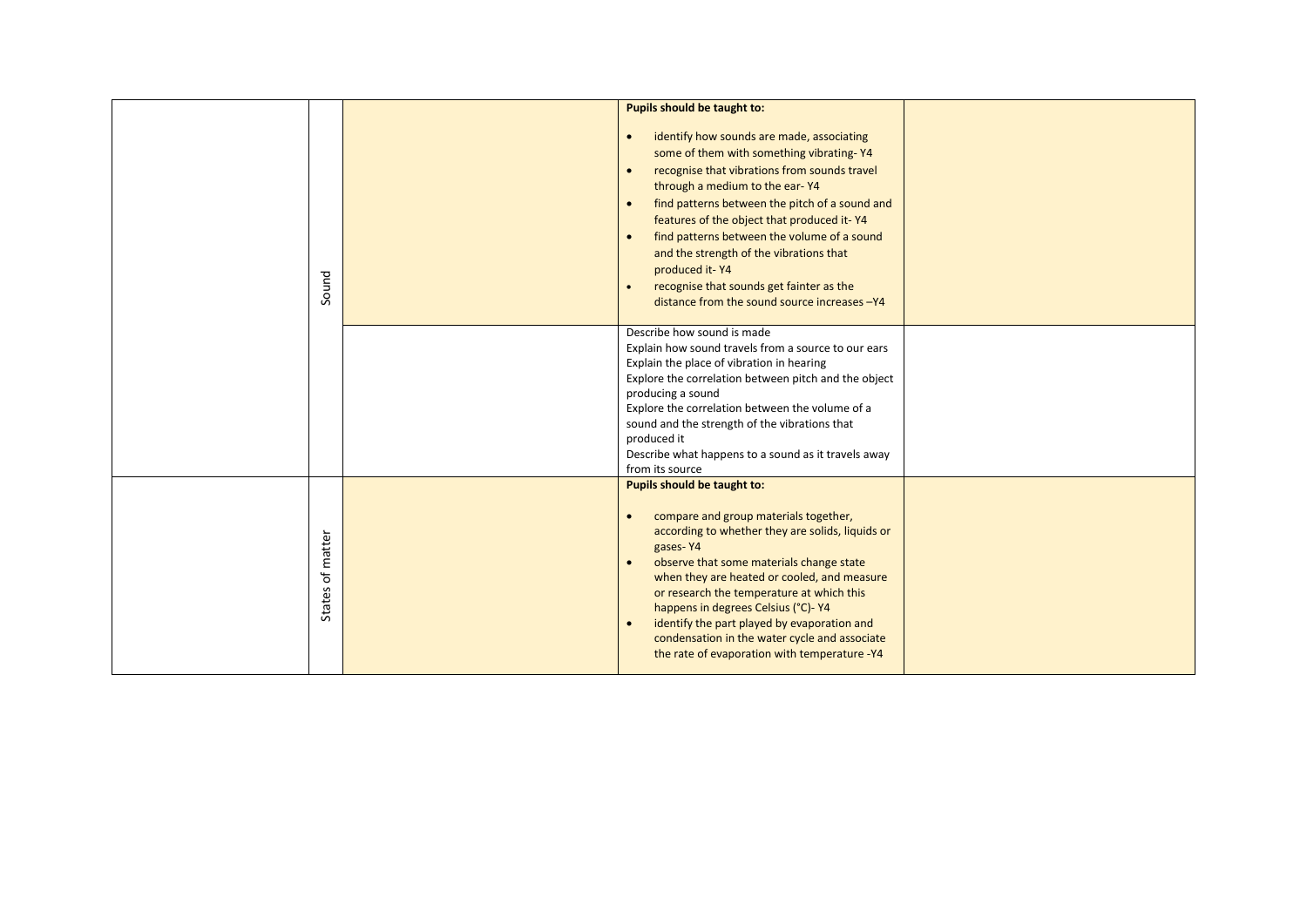| | | | | |
|---|---|---|---|---|
| | Sound | | **Pupils should be taught to:**<br><br>• identify how sounds are made, associating some of them with something vibrating- Y4<br>• recognise that vibrations from sounds travel through a medium to the ear- Y4<br>• find patterns between the pitch of a sound and features of the object that produced it- Y4<br>• find patterns between the volume of a sound and the strength of the vibrations that produced it- Y4<br>• recognise that sounds get fainter as the distance from the sound source increases –Y4 | |
| | | | Describe how sound is made<br>Explain how sound travels from a source to our ears<br>Explain the place of vibration in hearing<br>Explore the correlation between pitch and the object producing a sound<br>Explore the correlation between the volume of a sound and the strength of the vibrations that produced it<br>Describe what happens to a sound as it travels away from its source | |
| | States of matter | | **Pupils should be taught to:**<br><br>• compare and group materials together, according to whether they are solids, liquids or gases- Y4<br>• observe that some materials change state when they are heated or cooled, and measure or research the temperature at which this happens in degrees Celsius (°C)- Y4<br>• identify the part played by evaporation and condensation in the water cycle and associate the rate of evaporation with temperature -Y4 | |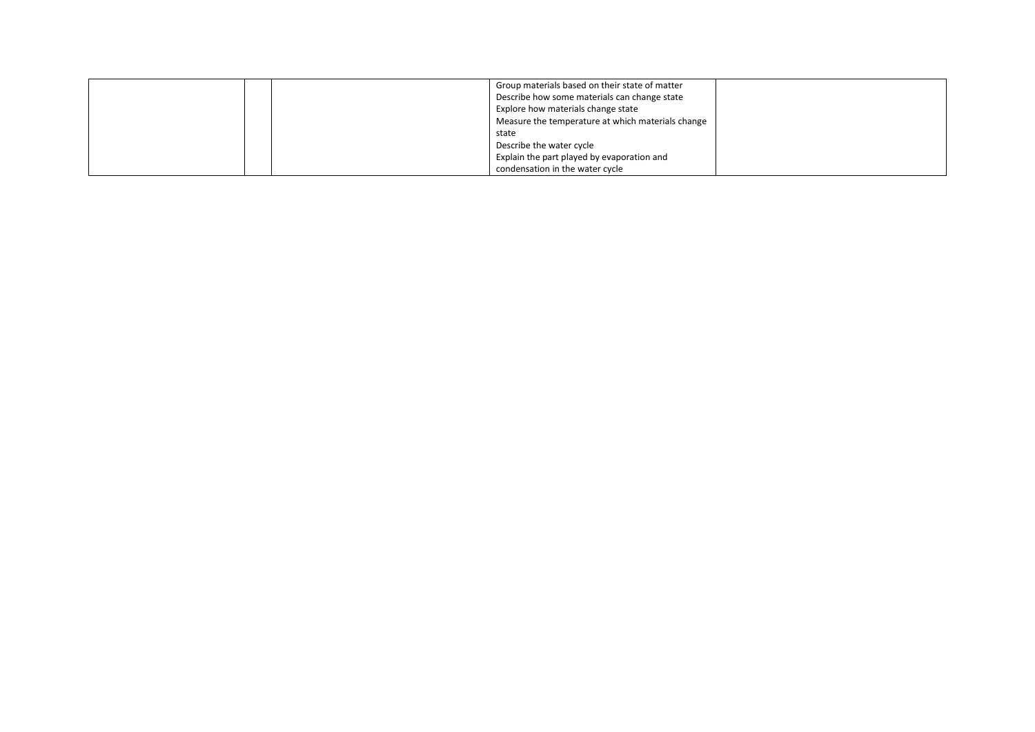| | | | | |
|---|---|---|---|---|
| | | | Group materials based on their state of matter<br>Describe how some materials can change state<br>Explore how materials change state<br>Measure the temperature at which materials change state<br>Describe the water cycle<br>Explain the part played by evaporation and condensation in the water cycle | |